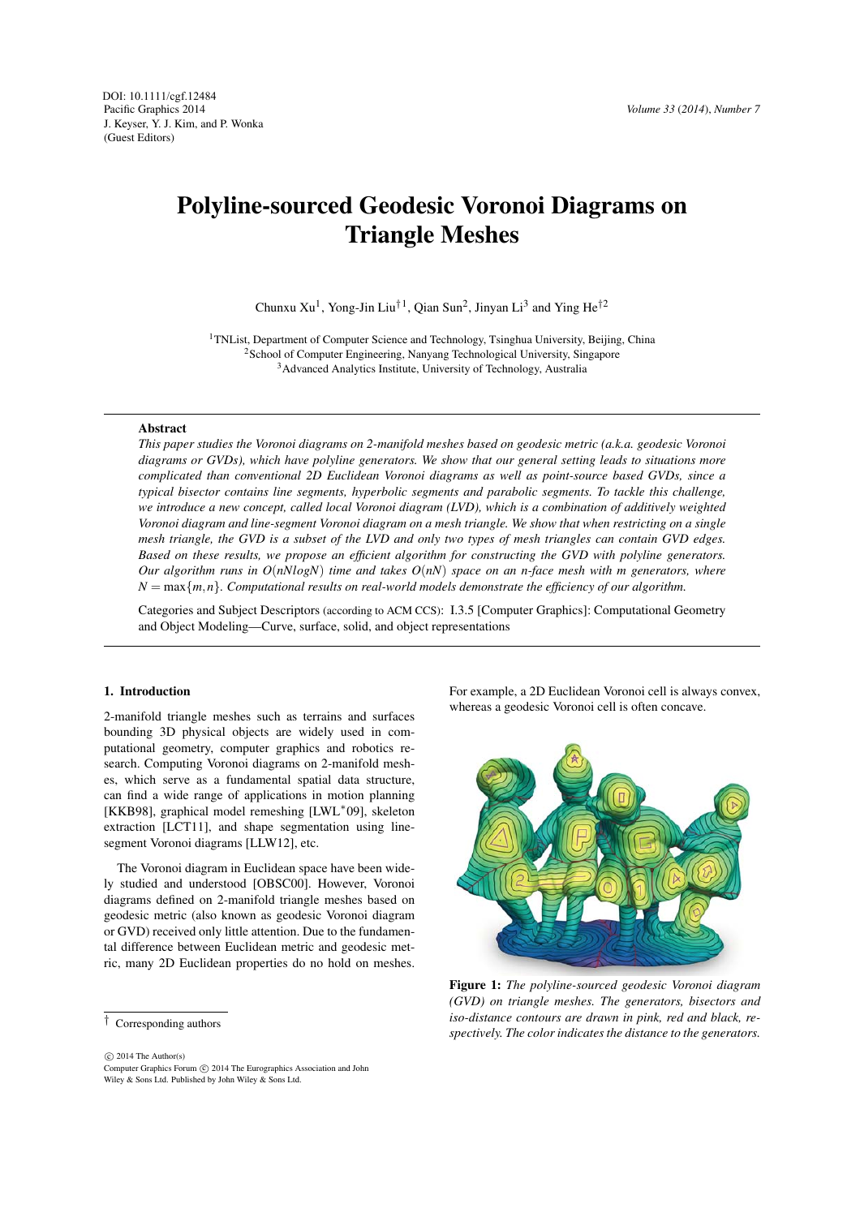DOI: 10.1111/cgf.12484
Pacific Graphics 2014
J. Keyser, Y. J. Kim, and P. Wonka
(Guest Editors)

# Polyline-sourced Geodesic Voronoi Diagrams on Triangle Meshes

Chunxu Xu[1], Yong-Jin Liu[†1], Qian Sun[2], Jinyan Li[3] and Ying He[†2]

[1]TNList, Department of Computer Science and Technology, Tsinghua University, Beijing, China
[2]School of Computer Engineering, Nanyang Technological University, Singapore
[3]Advanced Analytics Institute, University of Technology, Australia

## Abstract

*This paper studies the Voronoi diagrams on 2-manifold meshes based on geodesic metric (a.k.a. geodesic Voronoi diagrams or GVDs), which have polyline generators. We show that our general setting leads to situations more complicated than conventional 2D Euclidean Voronoi diagrams as well as point-source based GVDs, since a typical bisector contains line segments, hyperbolic segments and parabolic segments. To tackle this challenge, we introduce a new concept, called local Voronoi diagram (LVD), which is a combination of additively weighted Voronoi diagram and line-segment Voronoi diagram on a mesh triangle. We show that when restricting on a single mesh triangle, the GVD is a subset of the LVD and only two types of mesh triangles can contain GVD edges. Based on these results, we propose an efficient algorithm for constructing the GVD with polyline generators. Our algorithm runs in $O(nN\log N)$ time and takes $O(nN)$ space on an n-face mesh with m generators, where $N = \max\{m,n\}$. Computational results on real-world models demonstrate the efficiency of our algorithm.*

Categories and Subject Descriptors (according to ACM CCS): I.3.5 [Computer Graphics]: Computational Geometry and Object Modeling—Curve, surface, solid, and object representations

## 1. Introduction

2-manifold triangle meshes such as terrains and surfaces bounding 3D physical objects are widely used in computational geometry, computer graphics and robotics research. Computing Voronoi diagrams on 2-manifold meshes, which serve as a fundamental spatial data structure, can find a wide range of applications in motion planning [KKB98], graphical model remeshing [LWL*09], skeleton extraction [LCT11], and shape segmentation using line-segment Voronoi diagrams [LLW12], etc.

The Voronoi diagram in Euclidean space have been widely studied and understood [OBSC00]. However, Voronoi diagrams defined on 2-manifold triangle meshes based on geodesic metric (also known as geodesic Voronoi diagram or GVD) received only little attention. Due to the fundamental difference between Euclidean metric and geodesic metric, many 2D Euclidean properties do no hold on meshes. For example, a 2D Euclidean Voronoi cell is always convex, whereas a geodesic Voronoi cell is often concave.

**Figure 1:** *The polyline-sourced geodesic Voronoi diagram (GVD) on triangle meshes. The generators, bisectors and iso-distance contours are drawn in pink, red and black, respectively. The color indicates the distance to the generators.*

† Corresponding authors

© 2014 The Author(s)
Computer Graphics Forum © 2014 The Eurographics Association and John Wiley & Sons Ltd. Published by John Wiley & Sons Ltd.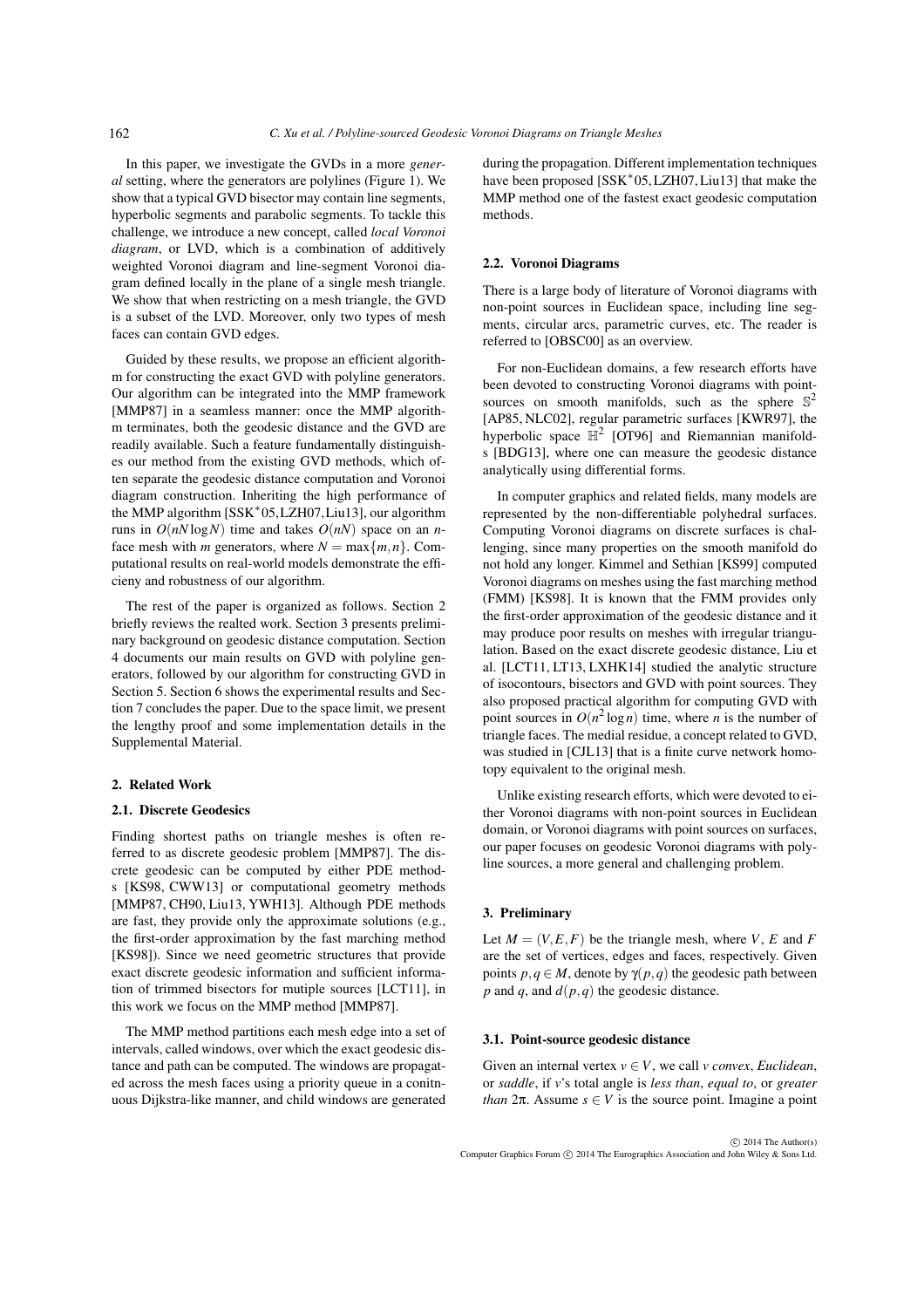In this paper, we investigate the GVDs in a more *general* setting, where the generators are polylines (Figure 1). We show that a typical GVD bisector may contain line segments, hyperbolic segments and parabolic segments. To tackle this challenge, we introduce a new concept, called *local Voronoi diagram*, or LVD, which is a combination of additively weighted Voronoi diagram and line-segment Voronoi diagram defined locally in the plane of a single mesh triangle. We show that when restricting on a mesh triangle, the GVD is a subset of the LVD. Moreover, only two types of mesh faces can contain GVD edges.

Guided by these results, we propose an efficient algorithm for constructing the exact GVD with polyline generators. Our algorithm can be integrated into the MMP framework [MMP87] in a seamless manner: once the MMP algorithm terminates, both the geodesic distance and the GVD are readily available. Such a feature fundamentally distinguishes our method from the existing GVD methods, which often separate the geodesic distance computation and Voronoi diagram construction. Inheriting the high performance of the MMP algorithm [SSK*05, LZH07, Liu13], our algorithm runs in $O(nN \log N)$ time and takes $O(nN)$ space on an $n$-face mesh with $m$ generators, where $N = \max\{m, n\}$. Computational results on real-world models demonstrate the efficieny and robustness of our algorithm.

The rest of the paper is organized as follows. Section 2 briefly reviews the realted work. Section 3 presents preliminary background on geodesic distance computation. Section 4 documents our main results on GVD with polyline generators, followed by our algorithm for constructing GVD in Section 5. Section 6 shows the experimental results and Section 7 concludes the paper. Due to the space limit, we present the lengthy proof and some implementation details in the Supplemental Material.

## 2. Related Work

### 2.1. Discrete Geodesics

Finding shortest paths on triangle meshes is often referred to as discrete geodesic problem [MMP87]. The discrete geodesic can be computed by either PDE methods [KS98, CWW13] or computational geometry methods [MMP87, CH90, Liu13, YWH13]. Although PDE methods are fast, they provide only the approximate solutions (e.g., the first-order approximation by the fast marching method [KS98]). Since we need geometric structures that provide exact discrete geodesic information and sufficient information of trimmed bisectors for mutiple sources [LCT11], in this work we focus on the MMP method [MMP87].

The MMP method partitions each mesh edge into a set of intervals, called windows, over which the exact geodesic distance and path can be computed. The windows are propagated across the mesh faces using a priority queue in a conitnuous Dijkstra-like manner, and child windows are generated during the propagation. Different implementation techniques have been proposed [SSK*05, LZH07, Liu13] that make the MMP method one of the fastest exact geodesic computation methods.

### 2.2. Voronoi Diagrams

There is a large body of literature of Voronoi diagrams with non-point sources in Euclidean space, including line segments, circular arcs, parametric curves, etc. The reader is referred to [OBSC00] as an overview.

For non-Euclidean domains, a few research efforts have been devoted to constructing Voronoi diagrams with point-sources on smooth manifolds, such as the sphere $\mathbb{S}^2$ [AP85, NLC02], regular parametric surfaces [KWR97], the hyperbolic space $\mathbb{H}^2$ [OT96] and Riemannian manifolds [BDG13], where one can measure the geodesic distance analytically using differential forms.

In computer graphics and related fields, many models are represented by the non-differentiable polyhedral surfaces. Computing Voronoi diagrams on discrete surfaces is challenging, since many properties on the smooth manifold do not hold any longer. Kimmel and Sethian [KS99] computed Voronoi diagrams on meshes using the fast marching method (FMM) [KS98]. It is known that the FMM provides only the first-order approximation of the geodesic distance and it may produce poor results on meshes with irregular triangulation. Based on the exact discrete geodesic distance, Liu et al. [LCT11, LT13, LXHK14] studied the analytic structure of isocontours, bisectors and GVD with point sources. They also proposed practical algorithm for computing GVD with point sources in $O(n^2 \log n)$ time, where $n$ is the number of triangle faces. The medial residue, a concept related to GVD, was studied in [CJL13] that is a finite curve network homotopy equivalent to the original mesh.

Unlike existing research efforts, which were devoted to either Voronoi diagrams with non-point sources in Euclidean domain, or Voronoi diagrams with point sources on surfaces, our paper focuses on geodesic Voronoi diagrams with polyline sources, a more general and challenging problem.

## 3. Preliminary

Let $M = (V, E, F)$ be the triangle mesh, where $V$, $E$ and $F$ are the set of vertices, edges and faces, respectively. Given points $p, q \in M$, denote by $\gamma(p, q)$ the geodesic path between $p$ and $q$, and $d(p, q)$ the geodesic distance.

### 3.1. Point-source geodesic distance

Given an internal vertex $v \in V$, we call $v$ *convex*, *Euclidean*, or *saddle*, if $v$'s total angle is *less than*, *equal to*, or *greater than* $2\pi$. Assume $s \in V$ is the source point. Imagine a point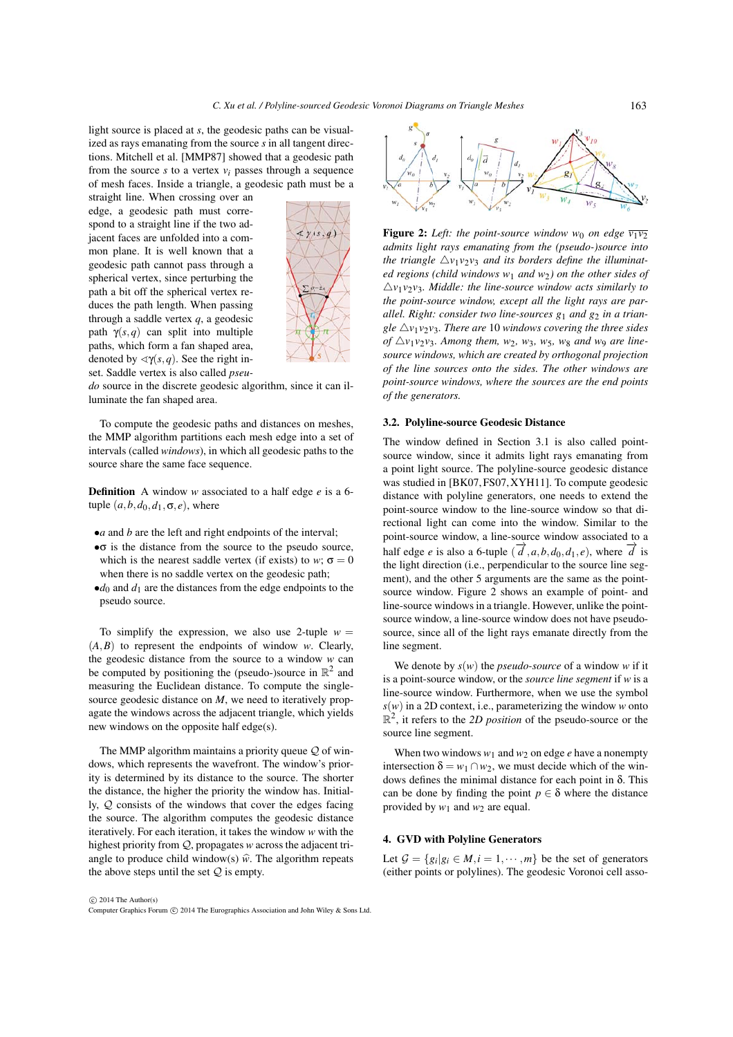light source is placed at $s$, the geodesic paths can be visualized as rays emanating from the source $s$ in all tangent directions. Mitchell et al. [MMP87] showed that a geodesic path from the source $s$ to a vertex $v_i$ passes through a sequence of mesh faces. Inside a triangle, a geodesic path must be a straight line. When crossing over an edge, a geodesic path must correspond to a straight line if the two adjacent faces are unfolded into a common plane. It is well known that a geodesic path cannot pass through a spherical vertex, since perturbing the path a bit off the spherical vertex reduces the path length. When passing through a saddle vertex $q$, a geodesic path $\gamma(s,q)$ can split into multiple paths, which form a fan shaped area, denoted by $\sphericalangle\gamma(s,q)$. See the right inset. Saddle vertex is also called *pseudo* source in the discrete geodesic algorithm, since it can illuminate the fan shaped area.

To compute the geodesic paths and distances on meshes, the MMP algorithm partitions each mesh edge into a set of intervals (called *windows*), in which all geodesic paths to the source share the same face sequence.

**Definition** A window $w$ associated to a half edge $e$ is a 6-tuple $(a,b,d_0,d_1,\sigma,e)$, where

- $a$ and $b$ are the left and right endpoints of the interval;
- $\sigma$ is the distance from the source to the pseudo source, which is the nearest saddle vertex (if exists) to $w$; $\sigma = 0$ when there is no saddle vertex on the geodesic path;
- $d_0$ and $d_1$ are the distances from the edge endpoints to the pseudo source.

To simplify the expression, we also use 2-tuple $w = (A,B)$ to represent the endpoints of window $w$. Clearly, the geodesic distance from the source to a window $w$ can be computed by positioning the (pseudo-)source in $\mathbb{R}^2$ and measuring the Euclidean distance. To compute the single-source geodesic distance on $M$, we need to iteratively propagate the windows across the adjacent triangle, which yields new windows on the opposite half edge(s).

The MMP algorithm maintains a priority queue $\mathcal{Q}$ of windows, which represents the wavefront. The window's priority is determined by its distance to the source. The shorter the distance, the higher the priority the window has. Initially, $\mathcal{Q}$ consists of the windows that cover the edges facing the source. The algorithm computes the geodesic distance iteratively. For each iteration, it takes the window $w$ with the highest priority from $\mathcal{Q}$, propagates $w$ across the adjacent triangle to produce child window(s) $\widehat{w}$. The algorithm repeats the above steps until the set $\mathcal{Q}$ is empty.

**Figure 2:** *Left: the point-source window $w_0$ on edge $\overline{v_1v_2}$ admits light rays emanating from the (pseudo-)source into the triangle $\triangle v_1v_2v_3$ and its borders define the illuminated regions (child windows $w_1$ and $w_2$) on the other sides of $\triangle v_1v_2v_3$. Middle: the line-source window acts similarly to the point-source window, except all the light rays are parallel. Right: consider two line-sources $g_1$ and $g_2$ in a triangle $\triangle v_1v_2v_3$. There are 10 windows covering the three sides of $\triangle v_1v_2v_3$. Among them, $w_2$, $w_3$, $w_5$, $w_8$ and $w_9$ are line-source windows, which are created by orthogonal projection of the line sources onto the sides. The other windows are point-source windows, where the sources are the end points of the generators.*

### 3.2. Polyline-source Geodesic Distance

The window defined in Section 3.1 is also called point-source window, since it admits light rays emanating from a point light source. The polyline-source geodesic distance was studied in [BK07, FS07, XYH11]. To compute geodesic distance with polyline generators, one needs to extend the point-source window to the line-source window so that directional light can come into the window. Similar to the point-source window, a line-source window associated to a half edge $e$ is also a 6-tuple $(\overrightarrow{d},a,b,d_0,d_1,e)$, where $\overrightarrow{d}$ is the light direction (i.e., perpendicular to the source line segment), and the other 5 arguments are the same as the point-source window. Figure 2 shows an example of point- and line-source windows in a triangle. However, unlike the point-source window, a line-source window does not have pseudo-source, since all of the light rays emanate directly from the line segment.

We denote by $s(w)$ the *pseudo-source* of a window $w$ if it is a point-source window, or the *source line segment* if $w$ is a line-source window. Furthermore, when we use the symbol $s(w)$ in a 2D context, i.e., parameterizing the window $w$ onto $\mathbb{R}^2$, it refers to the *2D position* of the pseudo-source or the source line segment.

When two windows $w_1$ and $w_2$ on edge $e$ have a nonempty intersection $\delta = w_1 \cap w_2$, we must decide which of the windows defines the minimal distance for each point in $\delta$. This can be done by finding the point $p \in \delta$ where the distance provided by $w_1$ and $w_2$ are equal.

## 4. GVD with Polyline Generators

Let $\mathcal{G} = \{g_i | g_i \in M, i = 1,\cdots,m\}$ be the set of generators (either points or polylines). The geodesic Voronoi cell asso-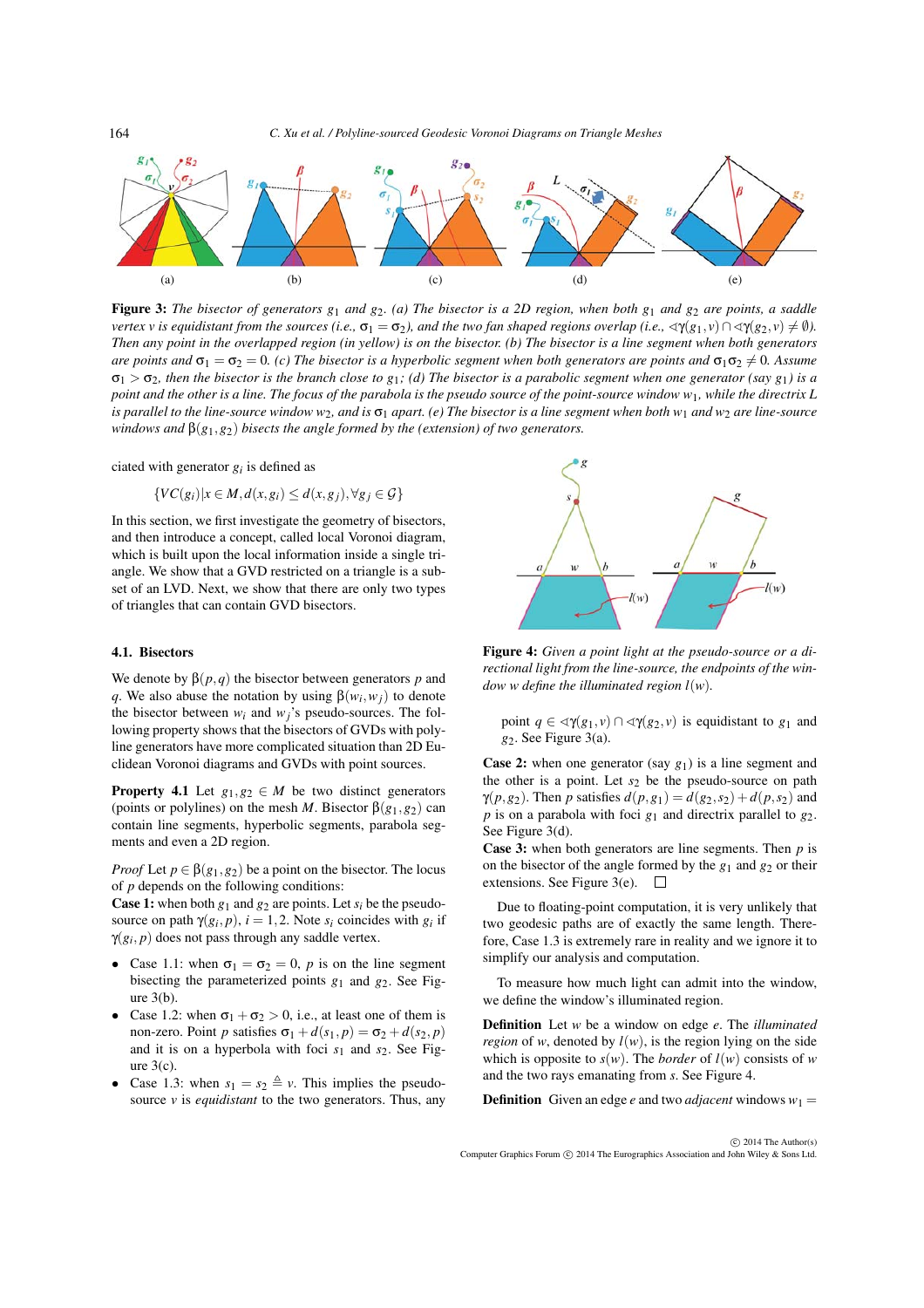**Figure 3:** *The bisector of generators $g_1$ and $g_2$. (a) The bisector is a 2D region, when both $g_1$ and $g_2$ are points, a saddle vertex $v$ is equidistant from the sources (i.e., $\sigma_1 = \sigma_2$), and the two fan shaped regions overlap (i.e., $\triangleleft\gamma(g_1,v) \cap \triangleleft\gamma(g_2,v) \neq \emptyset$). Then any point in the overlapped region (in yellow) is on the bisector. (b) The bisector is a line segment when both generators are points and $\sigma_1 = \sigma_2 = 0$. (c) The bisector is a hyperbolic segment when both generators are points and $\sigma_1\sigma_2 \neq 0$. Assume $\sigma_1 > \sigma_2$, then the bisector is the branch close to $g_1$; (d) The bisector is a parabolic segment when one generator (say $g_1$) is a point and the other is a line. The focus of the parabola is the pseudo source of the point-source window $w_1$, while the directrix $L$ is parallel to the line-source window $w_2$, and is $\sigma_1$ apart. (e) The bisector is a line segment when both $w_1$ and $w_2$ are line-source windows and $\beta(g_1,g_2)$ bisects the angle formed by the (extension) of two generators.*

ciated with generator $g_i$ is defined as

$$\{VC(g_i) | x \in M, d(x,g_i) \leq d(x,g_j), \forall g_j \in \mathcal{G}\}$$

In this section, we first investigate the geometry of bisectors, and then introduce a concept, called local Voronoi diagram, which is built upon the local information inside a single triangle. We show that a GVD restricted on a triangle is a subset of an LVD. Next, we show that there are only two types of triangles that can contain GVD bisectors.

### 4.1. Bisectors

We denote by $\beta(p,q)$ the bisector between generators $p$ and $q$. We also abuse the notation by using $\beta(w_i,w_j)$ to denote the bisector between $w_i$ and $w_j$'s pseudo-sources. The following property shows that the bisectors of GVDs with polyline generators have more complicated situation than 2D Euclidean Voronoi diagrams and GVDs with point sources.

**Property 4.1** Let $g_1, g_2 \in M$ be two distinct generators (points or polylines) on the mesh $M$. Bisector $\beta(g_1,g_2)$ can contain line segments, hyperbolic segments, parabola segments and even a 2D region.

*Proof* Let $p \in \beta(g_1,g_2)$ be a point on the bisector. The locus of $p$ depends on the following conditions:

**Case 1:** when both $g_1$ and $g_2$ are points. Let $s_i$ be the pseudo-source on path $\gamma(g_i,p)$, $i = 1,2$. Note $s_i$ coincides with $g_i$ if $\gamma(g_i,p)$ does not pass through any saddle vertex.

- Case 1.1: when $\sigma_1 = \sigma_2 = 0$, $p$ is on the line segment bisecting the parameterized points $g_1$ and $g_2$. See Figure 3(b).
- Case 1.2: when $\sigma_1 + \sigma_2 > 0$, i.e., at least one of them is non-zero. Point $p$ satisfies $\sigma_1 + d(s_1,p) = \sigma_2 + d(s_2,p)$ and it is on a hyperbola with foci $s_1$ and $s_2$. See Figure 3(c).
- Case 1.3: when $s_1 = s_2 \triangleq v$. This implies the pseudo-source $v$ is *equidistant* to the two generators. Thus, any point $q \in \triangleleft\gamma(g_1,v) \cap \triangleleft\gamma(g_2,v)$ is equidistant to $g_1$ and $g_2$. See Figure 3(a).

**Case 2:** when one generator (say $g_1$) is a line segment and the other is a point. Let $s_2$ be the pseudo-source on path $\gamma(p,g_2)$. Then $p$ satisfies $d(p,g_1) = d(g_2,s_2) + d(p,s_2)$ and $p$ is on a parabola with foci $g_1$ and directrix parallel to $g_2$. See Figure 3(d).

**Case 3:** when both generators are line segments. Then $p$ is on the bisector of the angle formed by the $g_1$ and $g_2$ or their extensions. See Figure 3(e). □

**Figure 4:** *Given a point light at the pseudo-source or a directional light from the line-source, the endpoints of the window $w$ define the illuminated region $l(w)$.*

Due to floating-point computation, it is very unlikely that two geodesic paths are of exactly the same length. Therefore, Case 1.3 is extremely rare in reality and we ignore it to simplify our analysis and computation.

To measure how much light can admit into the window, we define the window's illuminated region.

**Definition** Let $w$ be a window on edge $e$. The *illuminated region* of $w$, denoted by $l(w)$, is the region lying on the side which is opposite to $s(w)$. The *border* of $l(w)$ consists of $w$ and the two rays emanating from $s$. See Figure 4.

**Definition** Given an edge $e$ and two *adjacent* windows $w_1 =$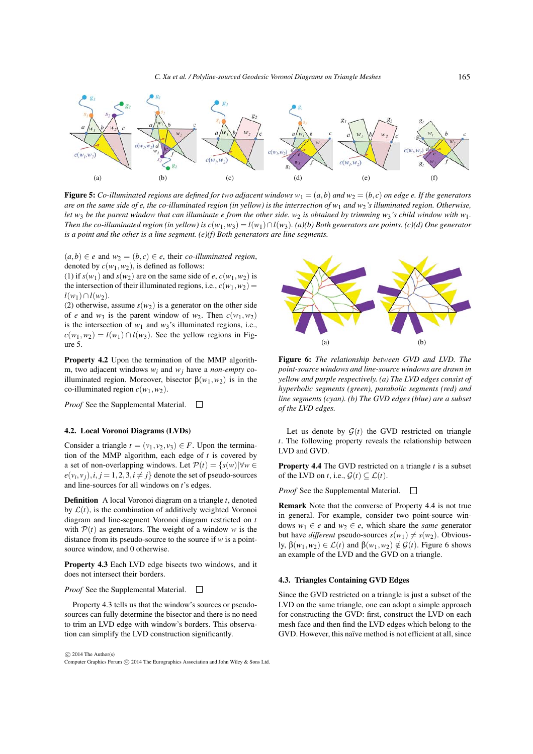**Figure 5:** *Co-illuminated regions are defined for two adjacent windows $w_1 = (a,b)$ and $w_2 = (b,c)$ on edge $e$. If the generators are on the same side of $e$, the co-illuminated region (in yellow) is the intersection of $w_1$ and $w_2$'s illuminated region. Otherwise, let $w_3$ be the parent window that can illuminate $e$ from the other side. $w_2$ is obtained by trimming $w_3$'s child window with $w_1$. Then the co-illuminated region (in yellow) is $c(w_1,w_3) = l(w_1) \cap l(w_3)$. (a)(b) Both generators are points. (c)(d) One generator is a point and the other is a line segment. (e)(f) Both generators are line segments.*

$(a,b) \in e$ and $w_2 = (b,c) \in e$, their *co-illuminated region*, denoted by $c(w_1,w_2)$, is defined as follows:

(1) if $s(w_1)$ and $s(w_2)$ are on the same side of $e$, $c(w_1,w_2)$ is the intersection of their illuminated regions, i.e., $c(w_1,w_2) = l(w_1) \cap l(w_2)$.

(2) otherwise, assume $s(w_2)$ is a generator on the other side of $e$ and $w_3$ is the parent window of $w_2$. Then $c(w_1,w_2)$ is the intersection of $w_1$ and $w_3$'s illuminated regions, i.e., $c(w_1,w_2) = l(w_1) \cap l(w_3)$. See the yellow regions in Figure 5.

**Property 4.2** Upon the termination of the MMP algorithm, two adjacent windows $w_i$ and $w_j$ have a *non-empty* co-illuminated region. Moreover, bisector $\beta(w_1,w_2)$ is in the co-illuminated region $c(w_1,w_2)$.

*Proof* See the Supplemental Material. □

### 4.2. Local Voronoi Diagrams (LVDs)

Consider a triangle $t = (v_1,v_2,v_3) \in F$. Upon the termination of the MMP algorithm, each edge of $t$ is covered by a set of non-overlapping windows. Let $\mathcal{P}(t) = \{s(w) | \forall w \in e(v_i,v_j), i,j = 1,2,3, i \neq j\}$ denote the set of pseudo-sources and line-sources for all windows on $t$'s edges.

**Definition** A local Voronoi diagram on a triangle $t$, denoted by $\mathcal{L}(t)$, is the combination of additively weighted Voronoi diagram and line-segment Voronoi diagram restricted on $t$ with $\mathcal{P}(t)$ as generators. The weight of a window $w$ is the distance from its pseudo-source to the source if $w$ is a point-source window, and 0 otherwise.

**Property 4.3** Each LVD edge bisects two windows, and it does not intersect their borders.

*Proof* See the Supplemental Material. □

Property 4.3 tells us that the window's sources or pseudo-sources can fully determine the bisector and there is no need to trim an LVD edge with window's borders. This observation can simplify the LVD construction significantly.

**Figure 6:** *The relationship between GVD and LVD. The point-source windows and line-source windows are drawn in yellow and purple respectively. (a) The LVD edges consist of hyperbolic segments (green), parabolic segments (red) and line segments (cyan). (b) The GVD edges (blue) are a subset of the LVD edges.*

Let us denote by $\mathcal{G}(t)$ the GVD restricted on triangle $t$. The following property reveals the relationship between LVD and GVD.

**Property 4.4** The GVD restricted on a triangle $t$ is a subset of the LVD on $t$, i.e., $\mathcal{G}(t) \subseteq \mathcal{L}(t)$.

*Proof* See the Supplemental Material. □

**Remark** Note that the converse of Property 4.4 is not true in general. For example, consider two point-source windows $w_1 \in e$ and $w_2 \in e$, which share the *same* generator but have *different* pseudo-sources $s(w_1) \neq s(w_2)$. Obviously, $\beta(w_1,w_2) \in \mathcal{L}(t)$ and $\beta(w_1,w_2) \notin \mathcal{G}(t)$. Figure 6 shows an example of the LVD and the GVD on a triangle.

### 4.3. Triangles Containing GVD Edges

Since the GVD restricted on a triangle is just a subset of the LVD on the same triangle, one can adopt a simple approach for constructing the GVD: first, construct the LVD on each mesh face and then find the LVD edges which belong to the GVD. However, this naïve method is not efficient at all, since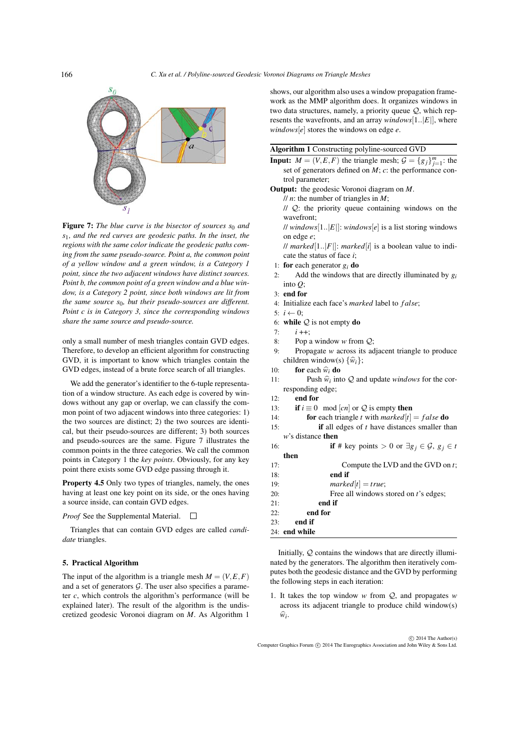**Figure 7:** *The blue curve is the bisector of sources $s_0$ and $s_1$, and the red curves are geodesic paths. In the inset, the regions with the same color indicate the geodesic paths coming from the same pseudo-source. Point a, the common point of a yellow window and a green window, is a Category 1 point, since the two adjacent windows have distinct sources. Point b, the common point of a green window and a blue window, is a Category 2 point, since both windows are lit from the same source $s_0$, but their pseudo-sources are different. Point c is in Category 3, since the corresponding windows share the same source and pseudo-source.*

only a small number of mesh triangles contain GVD edges. Therefore, to develop an efficient algorithm for constructing GVD, it is important to know which triangles contain the GVD edges, instead of a brute force search of all triangles.

We add the generator's identifier to the 6-tuple representation of a window structure. As each edge is covered by windows without any gap or overlap, we can classify the common point of two adjacent windows into three categories: 1) the two sources are distinct; 2) the two sources are identical, but their pseudo-sources are different; 3) both sources and pseudo-sources are the same. Figure 7 illustrates the common points in the three categories. We call the common points in Category 1 the *key points*. Obviously, for any key point there exists some GVD edge passing through it.

**Property 4.5** Only two types of triangles, namely, the ones having at least one key point on its side, or the ones having a source inside, can contain GVD edges.

*Proof* See the Supplemental Material. □

Triangles that can contain GVD edges are called *candidate* triangles.

## 5. Practical Algorithm

The input of the algorithm is a triangle mesh $M = (V,E,F)$ and a set of generators $\mathcal{G}$. The user also specifies a parameter $c$, which controls the algorithm's performance (will be explained later). The result of the algorithm is the undiscretized geodesic Voronoi diagram on $M$. As Algorithm 1 shows, our algorithm also uses a window propagation framework as the MMP algorithm does. It organizes windows in two data structures, namely, a priority queue $\mathcal{Q}$, which represents the wavefronts, and an array $windows[1..|E|]$, where $windows[e]$ stores the windows on edge $e$.

**Algorithm 1** Constructing polyline-sourced GVD

**Input:** $M = (V,E,F)$ the triangle mesh; $\mathcal{G} = \{g_j\}_{j=1}^{m}$: the set of generators defined on $M$; $c$: the performance control parameter;

**Output:** the geodesic Voronoi diagram on $M$.

```
    // n: the number of triangles in M;
    // Q: the priority queue containing windows on the wavefront;
    // windows[1..|E|]: windows[e] is a list storing windows on edge e;
    // marked[1..|F|]: marked[i] is a boolean value to indicate the status of face i;
 1: for each generator g_i do
 2:     Add the windows that are directly illuminated by g_i into Q;
 3: end for
 4: Initialize each face's marked label to false;
 5: i ← 0;
 6: while Q is not empty do
 7:     i ++;
 8:     Pop a window w from Q;
 9:     Propagate w across its adjacent triangle to produce children window(s) {ŵ_i};
10:     for each ŵ_i do
11:         Push ŵ_i into Q and update windows for the corresponding edge;
12:     end for
13:     if i ≡ 0 mod [cn] or Q is empty then
14:         for each triangle t with marked[t] = false do
15:             if all edges of t have distances smaller than w's distance then
16:                 if # key points > 0 or ∃g_j ∈ G, g_j ∈ t then
17:                     Compute the LVD and the GVD on t;
18:                 end if
19:                 marked[t] = true;
20:                 Free all windows stored on t's edges;
21:             end if
22:         end for
23:     end if
24: end while
```

Initially, $\mathcal{Q}$ contains the windows that are directly illuminated by the generators. The algorithm then iteratively computes both the geodesic distance and the GVD by performing the following steps in each iteration:

1. It takes the top window $w$ from $\mathcal{Q}$, and propagates $w$ across its adjacent triangle to produce child window(s) $\widehat{w}_i$.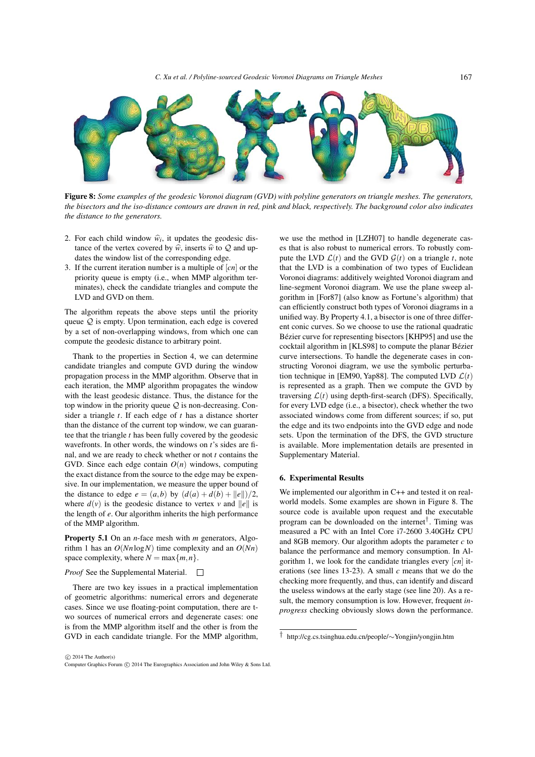**Figure 8:** *Some examples of the geodesic Voronoi diagram (GVD) with polyline generators on triangle meshes. The generators, the bisectors and the iso-distance contours are drawn in red, pink and black, respectively. The background color also indicates the distance to the generators.*

2. For each child window $\widehat{w}_i$, it updates the geodesic distance of the vertex covered by $\widehat{w}$, inserts $\widehat{w}$ to $\mathcal{Q}$ and updates the window list of the corresponding edge.
3. If the current iteration number is a multiple of $[cn]$ or the priority queue is empty (i.e., when MMP algorithm terminates), check the candidate triangles and compute the LVD and GVD on them.

The algorithm repeats the above steps until the priority queue $\mathcal{Q}$ is empty. Upon termination, each edge is covered by a set of non-overlapping windows, from which one can compute the geodesic distance to arbitrary point.

Thank to the properties in Section 4, we can determine candidate triangles and compute GVD during the window propagation process in the MMP algorithm. Observe that in each iteration, the MMP algorithm propagates the window with the least geodesic distance. Thus, the distance for the top window in the priority queue $\mathcal{Q}$ is non-decreasing. Consider a triangle $t$. If each edge of $t$ has a distance shorter than the distance of the current top window, we can guarantee that the triangle $t$ has been fully covered by the geodesic wavefronts. In other words, the windows on $t$'s sides are final, and we are ready to check whether or not $t$ contains the GVD. Since each edge contain $O(n)$ windows, computing the exact distance from the source to the edge may be expensive. In our implementation, we measure the upper bound of the distance to edge $e = (a,b)$ by $(d(a)+d(b)+\|e\|)/2$, where $d(v)$ is the geodesic distance to vertex $v$ and $\|e\|$ is the length of $e$. Our algorithm inherits the high performance of the MMP algorithm.

**Property 5.1** On an $n$-face mesh with $m$ generators, Algorithm 1 has an $O(Nn\log N)$ time complexity and an $O(Nn)$ space complexity, where $N = \max\{m,n\}$.

*Proof* See the Supplemental Material. □

There are two key issues in a practical implementation of geometric algorithms: numerical errors and degenerate cases. Since we use floating-point computation, there are two sources of numerical errors and degenerate cases: one is from the MMP algorithm itself and the other is from the GVD in each candidate triangle. For the MMP algorithm, we use the method in [LZH07] to handle degenerate cases that is also robust to numerical errors. To robustly compute the LVD $\mathcal{L}(t)$ and the GVD $\mathcal{G}(t)$ on a triangle $t$, note that the LVD is a combination of two types of Euclidean Voronoi diagrams: additively weighted Voronoi diagram and line-segment Voronoi diagram. We use the plane sweep algorithm in [For87] (also know as Fortune's algorithm) that can efficiently construct both types of Voronoi diagrams in a unified way. By Property 4.1, a bisector is one of three different conic curves. So we choose to use the rational quadratic Bézier curve for representing bisectors [KHP95] and use the cocktail algorithm in [KLS98] to compute the planar Bézier curve intersections. To handle the degenerate cases in constructing Voronoi diagram, we use the symbolic perturbation technique in [EM90, Yap88]. The computed LVD $\mathcal{L}(t)$ is represented as a graph. Then we compute the GVD by traversing $\mathcal{L}(t)$ using depth-first-search (DFS). Specifically, for every LVD edge (i.e., a bisector), check whether the two associated windows come from different sources; if so, put the edge and its two endpoints into the GVD edge and node sets. Upon the termination of the DFS, the GVD structure is available. More implementation details are presented in Supplementary Material.

## 6. Experimental Results

We implemented our algorithm in C++ and tested it on real-world models. Some examples are shown in Figure 8. The source code is available upon request and the executable program can be downloaded on the internet[†]. Timing was measured a PC with an Intel Core i7-2600 3.40GHz CPU and 8GB memory. Our algorithm adopts the parameter $c$ to balance the performance and memory consumption. In Algorithm 1, we look for the candidate triangles every $[cn]$ iterations (see lines 13-23). A small $c$ means that we do the checking more frequently, and thus, can identify and discard the useless windows at the early stage (see line 20). As a result, the memory consumption is low. However, frequent *in-progress* checking obviously slows down the performance.

[†] http://cg.cs.tsinghua.edu.cn/people/~Yongjin/yongjin.htm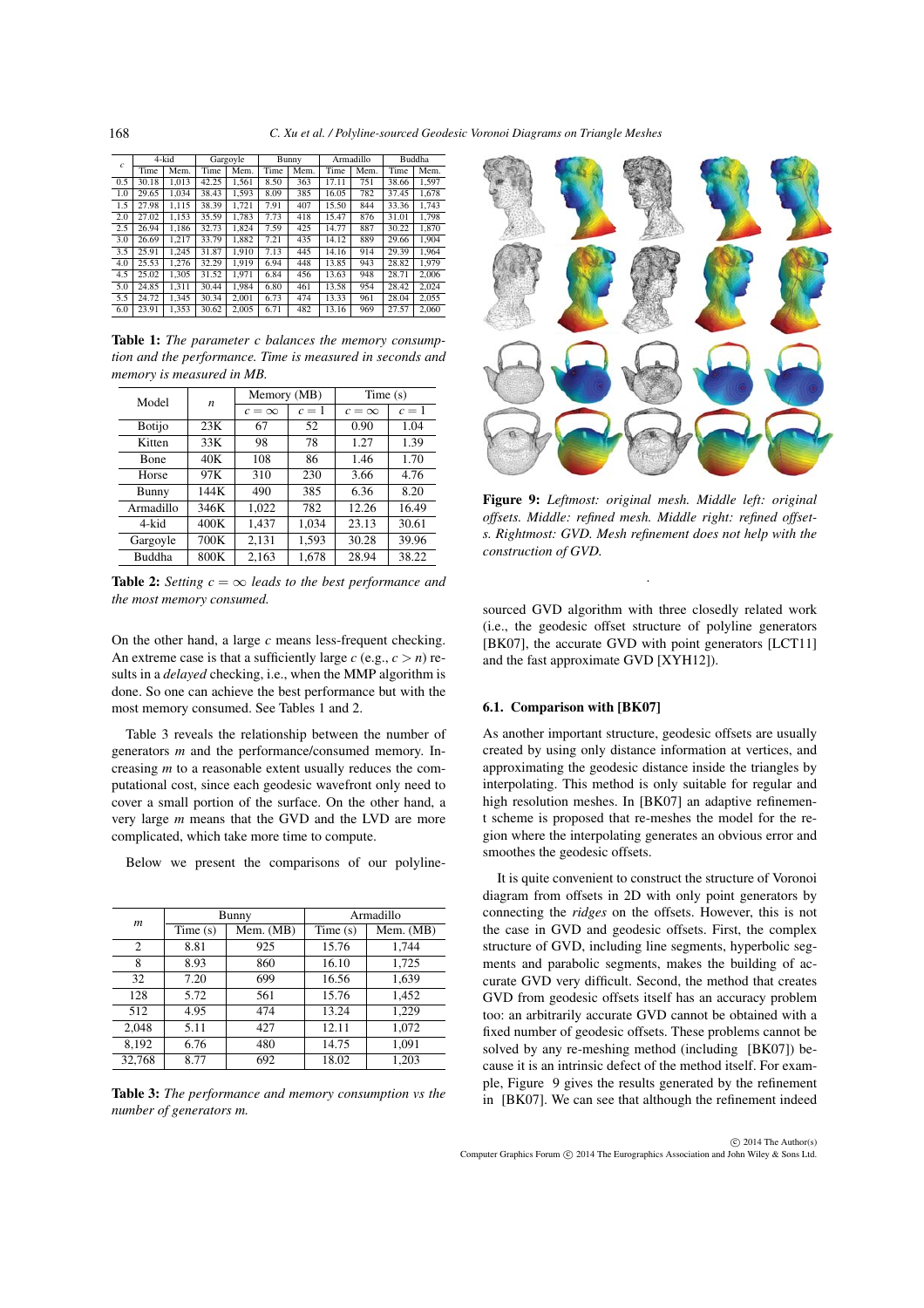| $c$ | 4-kid | | Gargoyle | | Bunny | | Armadillo | | Buddha | |
|---|---|---|---|---|---|---|---|---|---|---|
| | Time | Mem. | Time | Mem. | Time | Mem. | Time | Mem. | Time | Mem. |
| 0.5 | 30.18 | 1,013 | 42.25 | 1,561 | 8.50 | 363 | 17.11 | 751 | 38.66 | 1,597 |
| 1.0 | 29.65 | 1,034 | 38.43 | 1,593 | 8.09 | 385 | 16.05 | 782 | 37.45 | 1,678 |
| 1.5 | 27.98 | 1,115 | 38.39 | 1,721 | 7.91 | 407 | 15.50 | 844 | 33.36 | 1,743 |
| 2.0 | 27.02 | 1,153 | 35.59 | 1,783 | 7.73 | 418 | 15.47 | 876 | 31.01 | 1,798 |
| 2.5 | 26.94 | 1,186 | 32.73 | 1,824 | 7.59 | 425 | 14.77 | 887 | 30.22 | 1,870 |
| 3.0 | 26.69 | 1,217 | 33.79 | 1,882 | 7.21 | 435 | 14.12 | 889 | 29.66 | 1,904 |
| 3.5 | 25.91 | 1,245 | 31.87 | 1,910 | 7.13 | 445 | 14.16 | 914 | 29.39 | 1,964 |
| 4.0 | 25.53 | 1,276 | 32.29 | 1,919 | 6.94 | 448 | 13.85 | 943 | 28.82 | 1,979 |
| 4.5 | 25.02 | 1,305 | 31.52 | 1,971 | 6.84 | 456 | 13.63 | 948 | 28.71 | 2,006 |
| 5.0 | 24.85 | 1,311 | 30.44 | 1,984 | 6.80 | 461 | 13.58 | 954 | 28.42 | 2,024 |
| 5.5 | 24.72 | 1,345 | 30.34 | 2,001 | 6.73 | 474 | 13.33 | 961 | 28.04 | 2,055 |
| 6.0 | 23.91 | 1,353 | 30.62 | 2,005 | 6.71 | 482 | 13.16 | 969 | 27.57 | 2,060 |

**Table 1:** *The parameter c balances the memory consumption and the performance. Time is measured in seconds and memory is measured in MB.*

| Model | $n$ | Memory (MB) | | Time (s) | |
|---|---|---|---|---|---|
| | | $c=\infty$ | $c=1$ | $c=\infty$ | $c=1$ |
| Botijo | 23K | 67 | 52 | 0.90 | 1.04 |
| Kitten | 33K | 98 | 78 | 1.27 | 1.39 |
| Bone | 40K | 108 | 86 | 1.46 | 1.70 |
| Horse | 97K | 310 | 230 | 3.66 | 4.76 |
| Bunny | 144K | 490 | 385 | 6.36 | 8.20 |
| Armadillo | 346K | 1,022 | 782 | 12.26 | 16.49 |
| 4-kid | 400K | 1,437 | 1,034 | 23.13 | 30.61 |
| Gargoyle | 700K | 2,131 | 1,593 | 30.28 | 39.96 |
| Buddha | 800K | 2,163 | 1,678 | 28.94 | 38.22 |

**Table 2:** *Setting $c=\infty$ leads to the best performance and the most memory consumed.*

On the other hand, a large $c$ means less-frequent checking. An extreme case is that a sufficiently large $c$ (e.g., $c > n$) results in a *delayed* checking, i.e., when the MMP algorithm is done. So one can achieve the best performance but with the most memory consumed. See Tables 1 and 2.

Table 3 reveals the relationship between the number of generators $m$ and the performance/consumed memory. Increasing $m$ to a reasonable extent usually reduces the computational cost, since each geodesic wavefront only need to cover a small portion of the surface. On the other hand, a very large $m$ means that the GVD and the LVD are more complicated, which take more time to compute.

Below we present the comparisons of our polyline-sourced GVD algorithm with three closedly related work (i.e., the geodesic offset structure of polyline generators [BK07], the accurate GVD with point generators [LCT11] and the fast approximate GVD [XYH12]).

| $m$ | Bunny | | Armadillo | |
|---|---|---|---|---|
| | Time (s) | Mem. (MB) | Time (s) | Mem. (MB) |
| 2 | 8.81 | 925 | 15.76 | 1,744 |
| 8 | 8.93 | 860 | 16.10 | 1,725 |
| 32 | 7.20 | 699 | 16.56 | 1,639 |
| 128 | 5.72 | 561 | 15.76 | 1,452 |
| 512 | 4.95 | 474 | 13.24 | 1,229 |
| 2,048 | 5.11 | 427 | 12.11 | 1,072 |
| 8,192 | 6.76 | 480 | 14.75 | 1,091 |
| 32,768 | 8.77 | 692 | 18.02 | 1,203 |

**Table 3:** *The performance and memory consumption vs the number of generators m.*

**Figure 9:** *Leftmost: original mesh. Middle left: original offsets. Middle: refined mesh. Middle right: refined offsets. Rightmost: GVD. Mesh refinement does not help with the construction of GVD.*

### 6.1. Comparison with [BK07]

As another important structure, geodesic offsets are usually created by using only distance information at vertices, and approximating the geodesic distance inside the triangles by interpolating. This method is only suitable for regular and high resolution meshes. In [BK07] an adaptive refinement scheme is proposed that re-meshes the model for the region where the interpolating generates an obvious error and smoothes the geodesic offsets.

It is quite convenient to construct the structure of Voronoi diagram from offsets in 2D with only point generators by connecting the *ridges* on the offsets. However, this is not the case in GVD and geodesic offsets. First, the complex structure of GVD, including line segments, hyperbolic segments and parabolic segments, makes the building of accurate GVD very difficult. Second, the method that creates GVD from geodesic offsets itself has an accuracy problem too: an arbitrarily accurate GVD cannot be obtained with a fixed number of geodesic offsets. These problems cannot be solved by any re-meshing method (including [BK07]) because it is an intrinsic defect of the method itself. For example, Figure 9 gives the results generated by the refinement in [BK07]. We can see that although the refinement indeed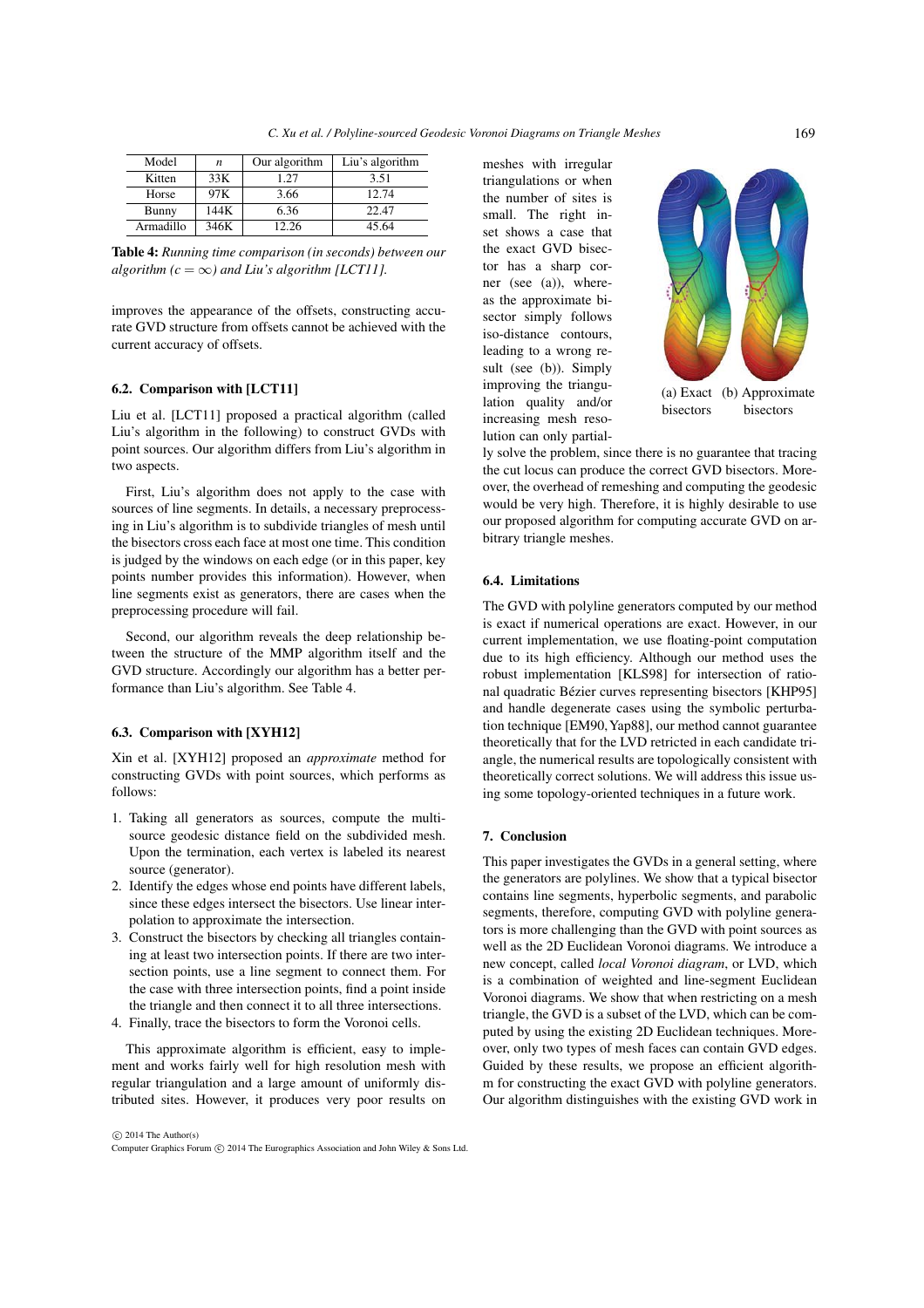| Model | $n$ | Our algorithm | Liu's algorithm |
|---|---|---|---|
| Kitten | 33K | 1.27 | 3.51 |
| Horse | 97K | 3.66 | 12.74 |
| Bunny | 144K | 6.36 | 22.47 |
| Armadillo | 346K | 12.26 | 45.64 |

**Table 4:** *Running time comparison (in seconds) between our algorithm ($c = \infty$) and Liu's algorithm [LCT11].*

improves the appearance of the offsets, constructing accurate GVD structure from offsets cannot be achieved with the current accuracy of offsets.

### 6.2. Comparison with [LCT11]

Liu et al. [LCT11] proposed a practical algorithm (called Liu's algorithm in the following) to construct GVDs with point sources. Our algorithm differs from Liu's algorithm in two aspects.

First, Liu's algorithm does not apply to the case with sources of line segments. In details, a necessary preprocessing in Liu's algorithm is to subdivide triangles of mesh until the bisectors cross each face at most one time. This condition is judged by the windows on each edge (or in this paper, key points number provides this information). However, when line segments exist as generators, there are cases when the preprocessing procedure will fail.

Second, our algorithm reveals the deep relationship between the structure of the MMP algorithm itself and the GVD structure. Accordingly our algorithm has a better performance than Liu's algorithm. See Table 4.

### 6.3. Comparison with [XYH12]

Xin et al. [XYH12] proposed an *approximate* method for constructing GVDs with point sources, which performs as follows:

1. Taking all generators as sources, compute the multi-source geodesic distance field on the subdivided mesh. Upon the termination, each vertex is labeled its nearest source (generator).
2. Identify the edges whose end points have different labels, since these edges intersect the bisectors. Use linear interpolation to approximate the intersection.
3. Construct the bisectors by checking all triangles containing at least two intersection points. If there are two intersection points, use a line segment to connect them. For the case with three intersection points, find a point inside the triangle and then connect it to all three intersections.
4. Finally, trace the bisectors to form the Voronoi cells.

This approximate algorithm is efficient, easy to implement and works fairly well for high resolution mesh with regular triangulation and a large amount of uniformly distributed sites. However, it produces very poor results on meshes with irregular triangulations or when the number of sites is small. The right inset shows a case that the exact GVD bisector has a sharp corner (see (a)), whereas the approximate bisector simply follows iso-distance contours, leading to a wrong result (see (b)). Simply improving the triangulation quality and/or increasing mesh resolution can only partially solve the problem, since there is no guarantee that tracing the cut locus can produce the correct GVD bisectors. Moreover, the overhead of remeshing and computing the geodesic would be very high. Therefore, it is highly desirable to use our proposed algorithm for computing accurate GVD on arbitrary triangle meshes.

(a) Exact bisectors (b) Approximate bisectors

### 6.4. Limitations

The GVD with polyline generators computed by our method is exact if numerical operations are exact. However, in our current implementation, we use floating-point computation due to its high efficiency. Although our method uses the robust implementation [KLS98] for intersection of rational quadratic Bézier curves representing bisectors [KHP95] and handle degenerate cases using the symbolic perturbation technique [EM90, Yap88], our method cannot guarantee theoretically that for the LVD retricted in each candidate triangle, the numerical results are topologically consistent with theoretically correct solutions. We will address this issue using some topology-oriented techniques in a future work.

## 7. Conclusion

This paper investigates the GVDs in a general setting, where the generators are polylines. We show that a typical bisector contains line segments, hyperbolic segments, and parabolic segments, therefore, computing GVD with polyline generators is more challenging than the GVD with point sources as well as the 2D Euclidean Voronoi diagrams. We introduce a new concept, called *local Voronoi diagram*, or LVD, which is a combination of weighted and line-segment Euclidean Voronoi diagrams. We show that when restricting on a mesh triangle, the GVD is a subset of the LVD, which can be computed by using the existing 2D Euclidean techniques. Moreover, only two types of mesh faces can contain GVD edges. Guided by these results, we propose an efficient algorithm for constructing the exact GVD with polyline generators. Our algorithm distinguishes with the existing GVD work in

© 2014 The Author(s)
Computer Graphics Forum © 2014 The Eurographics Association and John Wiley & Sons Ltd.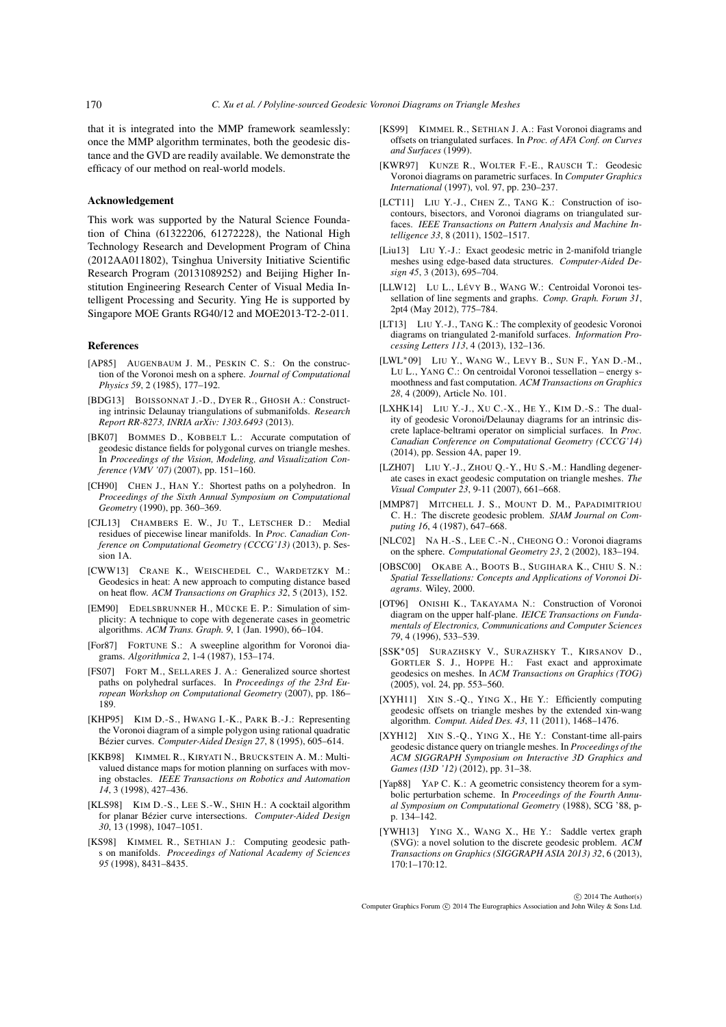that it is integrated into the MMP framework seamlessly: once the MMP algorithm terminates, both the geodesic distance and the GVD are readily available. We demonstrate the efficacy of our method on real-world models.

## Acknowledgement

This work was supported by the Natural Science Foundation of China (61322206, 61272228), the National High Technology Research and Development Program of China (2012AA011802), Tsinghua University Initiative Scientific Research Program (20131089252) and Beijing Higher Institution Engineering Research Center of Visual Media Intelligent Processing and Security. Ying He is supported by Singapore MOE Grants RG40/12 and MOE2013-T2-2-011.

## References

[AP85] AUGENBAUM J. M., PESKIN C. S.: On the construction of the Voronoi mesh on a sphere. *Journal of Computational Physics 59*, 2 (1985), 177–192.

[BDG13] BOISSONNAT J.-D., DYER R., GHOSH A.: Constructing intrinsic Delaunay triangulations of submanifolds. *Research Report RR-8273, INRIA arXiv: 1303.6493* (2013).

[BK07] BOMMES D., KOBBELT L.: Accurate computation of geodesic distance fields for polygonal curves on triangle meshes. In *Proceedings of the Vision, Modeling, and Visualization Conference (VMV '07)* (2007), pp. 151–160.

[CH90] CHEN J., HAN Y.: Shortest paths on a polyhedron. In *Proceedings of the Sixth Annual Symposium on Computational Geometry* (1990), pp. 360–369.

[CJL13] CHAMBERS E. W., JU T., LETSCHER D.: Medial residues of piecewise linear manifolds. In *Proc. Canadian Conference on Computational Geometry (CCCG'13)* (2013), p. Session 1A.

[CWW13] CRANE K., WEISCHEDEL C., WARDETZKY M.: Geodesics in heat: A new approach to computing distance based on heat flow. *ACM Transactions on Graphics 32*, 5 (2013), 152.

[EM90] EDELSBRUNNER H., MÜCKE E. P.: Simulation of simplicity: A technique to cope with degenerate cases in geometric algorithms. *ACM Trans. Graph. 9*, 1 (Jan. 1990), 66–104.

[For87] FORTUNE S.: A sweepline algorithm for Voronoi diagrams. *Algorithmica 2*, 1-4 (1987), 153–174.

[FS07] FORT M., SELLARES J. A.: Generalized source shortest paths on polyhedral surfaces. In *Proceedings of the 23rd European Workshop on Computational Geometry* (2007), pp. 186–189.

[KHP95] KIM D.-S., HWANG I.-K., PARK B.-J.: Representing the Voronoi diagram of a simple polygon using rational quadratic Bézier curves. *Computer-Aided Design 27*, 8 (1995), 605–614.

[KKB98] KIMMEL R., KIRYATI N., BRUCKSTEIN A. M.: Multivalued distance maps for motion planning on surfaces with moving obstacles. *IEEE Transactions on Robotics and Automation 14*, 3 (1998), 427–436.

[KLS98] KIM D.-S., LEE S.-W., SHIN H.: A cocktail algorithm for planar Bézier curve intersections. *Computer-Aided Design 30*, 13 (1998), 1047–1051.

[KS98] KIMMEL R., SETHIAN J.: Computing geodesic paths on manifolds. *Proceedings of National Academy of Sciences 95* (1998), 8431–8435.

[KS99] KIMMEL R., SETHIAN J. A.: Fast Voronoi diagrams and offsets on triangulated surfaces. In *Proc. of AFA Conf. on Curves and Surfaces* (1999).

[KWR97] KUNZE R., WOLTER F.-E., RAUSCH T.: Geodesic Voronoi diagrams on parametric surfaces. In *Computer Graphics International* (1997), vol. 97, pp. 230–237.

[LCT11] LIU Y.-J., CHEN Z., TANG K.: Construction of iso-contours, bisectors, and Voronoi diagrams on triangulated surfaces. *IEEE Transactions on Pattern Analysis and Machine Intelligence 33*, 8 (2011), 1502–1517.

[Liu13] LIU Y.-J.: Exact geodesic metric in 2-manifold triangle meshes using edge-based data structures. *Computer-Aided Design 45*, 3 (2013), 695–704.

[LLW12] LU L., LÉVY B., WANG W.: Centroidal Voronoi tessellation of line segments and graphs. *Comp. Graph. Forum 31*, 2pt4 (May 2012), 775–784.

[LT13] LIU Y.-J., TANG K.: The complexity of geodesic Voronoi diagrams on triangulated 2-manifold surfaces. *Information Processing Letters 113*, 4 (2013), 132–136.

[LWL\*09] LIU Y., WANG W., LEVY B., SUN F., YAN D.-M., LU L., YANG C.: On centroidal Voronoi tessellation – energy smoothness and fast computation. *ACM Transactions on Graphics 28*, 4 (2009), Article No. 101.

[LXHK14] LIU Y.-J., XU C.-X., HE Y., KIM D.-S.: The duality of geodesic Voronoi/Delaunay diagrams for an intrinsic discrete laplace-beltrami operator on simplicial surfaces. In *Proc. Canadian Conference on Computational Geometry (CCCG'14)* (2014), pp. Session 4A, paper 19.

[LZH07] LIU Y.-J., ZHOU Q.-Y., HU S.-M.: Handling degenerate cases in exact geodesic computation on triangle meshes. *The Visual Computer 23*, 9-11 (2007), 661–668.

[MMP87] MITCHELL J. S., MOUNT D. M., PAPADIMITRIOU C. H.: The discrete geodesic problem. *SIAM Journal on Computing 16*, 4 (1987), 647–668.

[NLC02] NA H.-S., LEE C.-N., CHEONG O.: Voronoi diagrams on the sphere. *Computational Geometry 23*, 2 (2002), 183–194.

[OBSC00] OKABE A., BOOTS B., SUGIHARA K., CHIU S. N.: *Spatial Tessellations: Concepts and Applications of Voronoi Diagrams*. Wiley, 2000.

[OT96] ONISHI K., TAKAYAMA N.: Construction of Voronoi diagram on the upper half-plane. *IEICE Transactions on Fundamentals of Electronics, Communications and Computer Sciences 79*, 4 (1996), 533–539.

[SSK\*05] SURAZHSKY V., SURAZHSKY T., KIRSANOV D., GORTLER S. J., HOPPE H.: Fast exact and approximate geodesics on meshes. In *ACM Transactions on Graphics (TOG)* (2005), vol. 24, pp. 553–560.

[XYH11] XIN S.-Q., YING X., HE Y.: Efficiently computing geodesic offsets on triangle meshes by the extended xin-wang algorithm. *Comput. Aided Des. 43*, 11 (2011), 1468–1476.

[XYH12] XIN S.-Q., YING X., HE Y.: Constant-time all-pairs geodesic distance query on triangle meshes. In *Proceedings of the ACM SIGGRAPH Symposium on Interactive 3D Graphics and Games (I3D '12)* (2012), pp. 31–38.

[Yap88] YAP C. K.: A geometric consistency theorem for a symbolic perturbation scheme. In *Proceedings of the Fourth Annual Symposium on Computational Geometry* (1988), SCG '88, pp. 134–142.

[YWH13] YING X., WANG X., HE Y.: Saddle vertex graph (SVG): a novel solution to the discrete geodesic problem. *ACM Transactions on Graphics (SIGGRAPH ASIA 2013) 32*, 6 (2013), 170:1–170:12.